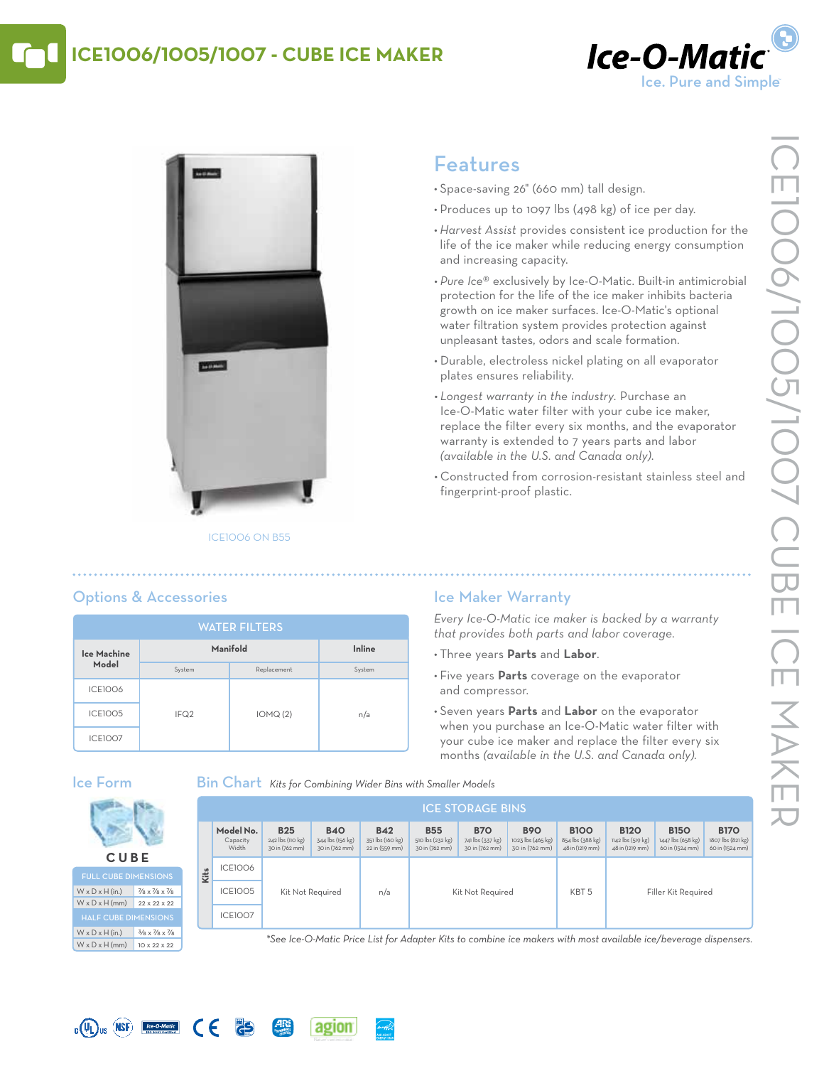# ICE1006/1005/1007 - CUBE ICE MAKER

Ice-O-Matic
Ice. Pure and Simple

ICE1006 ON B55

## Features

- Space-saving 26" (660 mm) tall design.
- Produces up to 1097 lbs (498 kg) of ice per day.
- *Harvest Assist* provides consistent ice production for the life of the ice maker while reducing energy consumption and increasing capacity.
- *Pure Ice*® exclusively by Ice-O-Matic. Built-in antimicrobial protection for the life of the ice maker inhibits bacteria growth on ice maker surfaces. Ice-O-Matic's optional water filtration system provides protection against unpleasant tastes, odors and scale formation.
- Durable, electroless nickel plating on all evaporator plates ensures reliability.
- *Longest warranty in the industry.* Purchase an Ice-O-Matic water filter with your cube ice maker, replace the filter every six months, and the evaporator warranty is extended to 7 years parts and labor *(available in the U.S. and Canada only).*
- Constructed from corrosion-resistant stainless steel and fingerprint-proof plastic.

## Options & Accessories

**WATER FILTERS**

| Ice Machine Model | Manifold | | Inline |
|---|---|---|---|
| | System | Replacement | System |
| ICE1006 | IFQ2 | IOMQ (2) | n/a |
| ICE1005 | IFQ2 | IOMQ (2) | n/a |
| ICE1007 | IFQ2 | IOMQ (2) | n/a |

## Ice Maker Warranty

*Every Ice-O-Matic ice maker is backed by a warranty that provides both parts and labor coverage.*

- Three years **Parts** and **Labor**.
- Five years **Parts** coverage on the evaporator and compressor.
- Seven years **Parts** and **Labor** on the evaporator when you purchase an Ice-O-Matic water filter with your cube ice maker and replace the filter every six months *(available in the U.S. and Canada only).*

## Ice Form

**CUBE**

| FULL CUBE DIMENSIONS | |
|---|---|
| W x D x H (in.) | ⅞ x ⅞ x ⅞ |
| W x D x H (mm) | 22 x 22 x 22 |

| HALF CUBE DIMENSIONS | |
|---|---|
| W x D x H (in.) | ⅜ x ⅞ x ⅞ |
| W x D x H (mm) | 10 x 22 x 22 |

## Bin Chart *Kits for Combining Wider Bins with Smaller Models*

**ICE STORAGE BINS**

| Model No. (Capacity / Width) | B25 (242 lbs (110 kg) / 30 in (762 mm)) | B40 (344 lbs (156 kg) / 30 in (762 mm)) | B42 (351 lbs (160 kg) / 22 in (559 mm)) | B55 (510 lbs (232 kg) / 30 in (762 mm)) | B70 (741 lbs (337 kg) / 30 in (762 mm)) | B90 (1023 lbs (465 kg) / 30 in (762 mm)) | B100 (854 lbs (388 kg) / 48 in (1219 mm)) | B120 (1142 lbs (519 kg) / 48 in (1219 mm)) | B150 (1447 lbs (658 kg) / 60 in (1524 mm)) | B170 (1807 lbs (821 kg) / 60 in (1524 mm)) |
|---|---|---|---|---|---|---|---|---|---|---|
| ICE1006 | Kit Not Required | Kit Not Required | n/a | Kit Not Required | Kit Not Required | Kit Not Required | KBT 5 | Filler Kit Required | Filler Kit Required | Filler Kit Required |
| ICE1005 | Kit Not Required | Kit Not Required | n/a | Kit Not Required | Kit Not Required | Kit Not Required | KBT 5 | Filler Kit Required | Filler Kit Required | Filler Kit Required |
| ICE1007 | Kit Not Required | Kit Not Required | n/a | Kit Not Required | Kit Not Required | Kit Not Required | KBT 5 | Filler Kit Required | Filler Kit Required | Filler Kit Required |

*\*See Ice-O-Matic Price List for Adapter Kits to combine ice makers with most available ice/beverage dispensers.*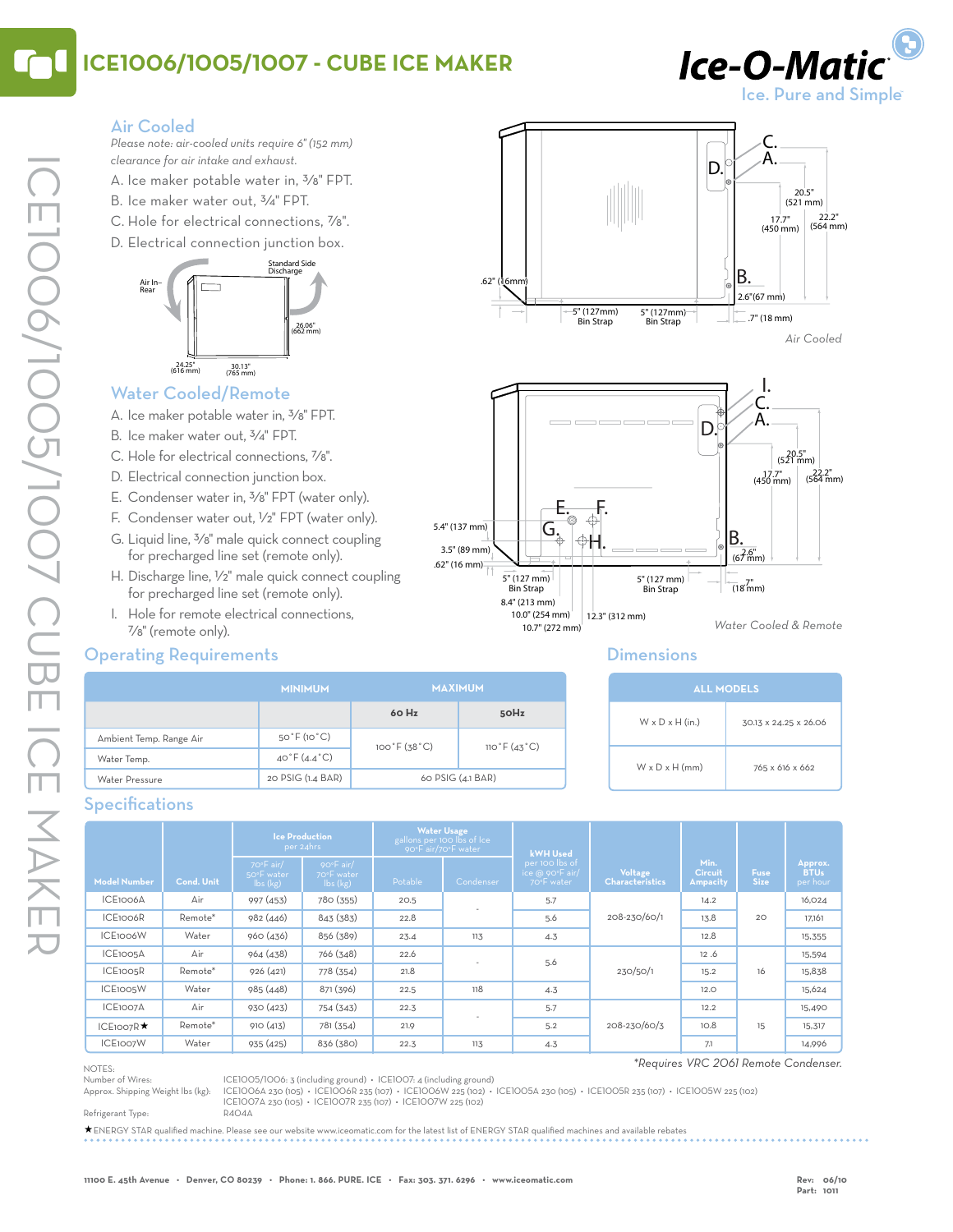# ICE1006/1005/1007 - CUBE ICE MAKER

Ice-O-Matic
Ice. Pure and Simple

## Air Cooled

*Please note: air-cooled units require 6" (152 mm) clearance for air intake and exhaust.*

A. Ice maker potable water in, 3/8" FPT.
B. Ice maker water out, 3/4" FPT.
C. Hole for electrical connections, 7/8".
D. Electrical connection junction box.

Air In– Rear
Standard Side Discharge
26.06" (662 mm)
24.25" (616 mm)
30.13" (765 mm)

C.
A.
D.
20.5" (521 mm)
17.7" (450 mm)
22.2" (564 mm)
B.
2.6"(67 mm)
.62" (16mm)
5" (127mm) Bin Strap
5" (127mm) Bin Strap
.7" (18 mm)
*Air Cooled*

## Water Cooled/Remote

A. Ice maker potable water in, 3/8" FPT.
B. Ice maker water out, 3/4" FPT.
C. Hole for electrical connections, 7/8".
D. Electrical connection junction box.
E. Condenser water in, 3/8" FPT (water only).
F. Condenser water out, 1/2" FPT (water only).
G. Liquid line, 3/8" male quick connect coupling for precharged line set (remote only).
H. Discharge line, 1/2" male quick connect coupling for precharged line set (remote only).
I. Hole for remote electrical connections, 7/8" (remote only).

I.
C.
A.
D.
20.5" (521 mm)
17.7" (450 mm)
22.2" (564 mm)
E.
F.
G.
H.
B.
5.4" (137 mm)
3.5" (89 mm)
.62" (16 mm)
2.6" (67 mm)
5" (127 mm) Bin Strap
5" (127 mm) Bin Strap
.7" (18 mm)
8.4" (213 mm)
10.0" (254 mm)
10.7" (272 mm)
12.3" (312 mm)
*Water Cooled & Remote*

## Operating Requirements

| | MINIMUM | MAXIMUM | |
|---|---|---|---|
| | | 60 Hz | 50Hz |
| Ambient Temp. Range Air | 50°F (10°C) | 100°F (38°C) | 110°F (43°C) |
| Water Temp. | 40°F (4.4°C) | | |
| Water Pressure | 20 PSIG (1.4 BAR) | 60 PSIG (4.1 BAR) | |

## Dimensions

| ALL MODELS | |
|---|---|
| W x D x H (in.) | 30.13 x 24.25 x 26.06 |
| W x D x H (mm) | 765 x 616 x 662 |

## Specifications

| Model Number | Cond. Unit | Ice Production per 24hrs 70°F air/ 50°F water lbs (kg) | Ice Production per 24hrs 90°F air/ 70°F water lbs (kg) | Water Usage gallons per 100 lbs of Ice 90°F air/70°F water Potable | Water Usage Condenser | kWH Used per 100 lbs of ice @ 90°F air/ 70°F water | Voltage Characteristics | Min. Circuit Ampacity | Fuse Size | Approx. BTUs per hour |
|---|---|---|---|---|---|---|---|---|---|---|
| ICE1006A | Air | 997 (453) | 780 (355) | 20.5 | - | 5.7 | 208-230/60/1 | 14.2 | 20 | 16,024 |
| ICE1006R | Remote* | 982 (446) | 843 (383) | 22.8 | | 5.6 | | 13.8 | | 17,161 |
| ICE1006W | Water | 960 (436) | 856 (389) | 23.4 | 113 | 4.3 | | 12.8 | | 15,355 |
| ICE1005A | Air | 964 (438) | 766 (348) | 22.6 | - | 5.6 | 230/50/1 | 12 .6 | 16 | 15,594 |
| ICE1005R | Remote* | 926 (421) | 778 (354) | 21.8 | | | | 15.2 | | 15,838 |
| ICE1005W | Water | 985 (448) | 871 (396) | 22.5 | 118 | 4.3 | | 12.0 | | 15,624 |
| ICE1007A | Air | 930 (423) | 754 (343) | 22.3 | - | 5.7 | 208-230/60/3 | 12.2 | 15 | 15,490 |
| ICE1007R★ | Remote* | 910 (413) | 781 (354) | 21.9 | | 5.2 | | 10.8 | | 15,317 |
| ICE1007W | Water | 935 (425) | 836 (380) | 22.3 | 113 | 4.3 | | 7.1 | | 14,996 |

*\*Requires VRC 2061 Remote Condenser.*

NOTES:
Number of Wires: ICE1005/1006: 3 (including ground) • ICE1007: 4 (including ground)
Approx. Shipping Weight lbs (kg): ICE1006A 230 (105) • ICE1006R 235 (107) • ICE1006W 225 (102) • ICE1005A 230 (105) • ICE1005R 235 (107) • ICE1005W 225 (102) ICE1007A 230 (105) • ICE1007R 235 (107) • ICE1007W 225 (102)
Refrigerant Type: R404A

★ENERGY STAR qualified machine. Please see our website www.iceomatic.com for the latest list of ENERGY STAR qualified machines and available rebates

11100 E. 45th Avenue • Denver, CO 80239 • Phone: 1. 866. PURE. ICE • Fax: 303. 371. 6296 • www.iceomatic.com

Rev: 06/10
Part: 1011